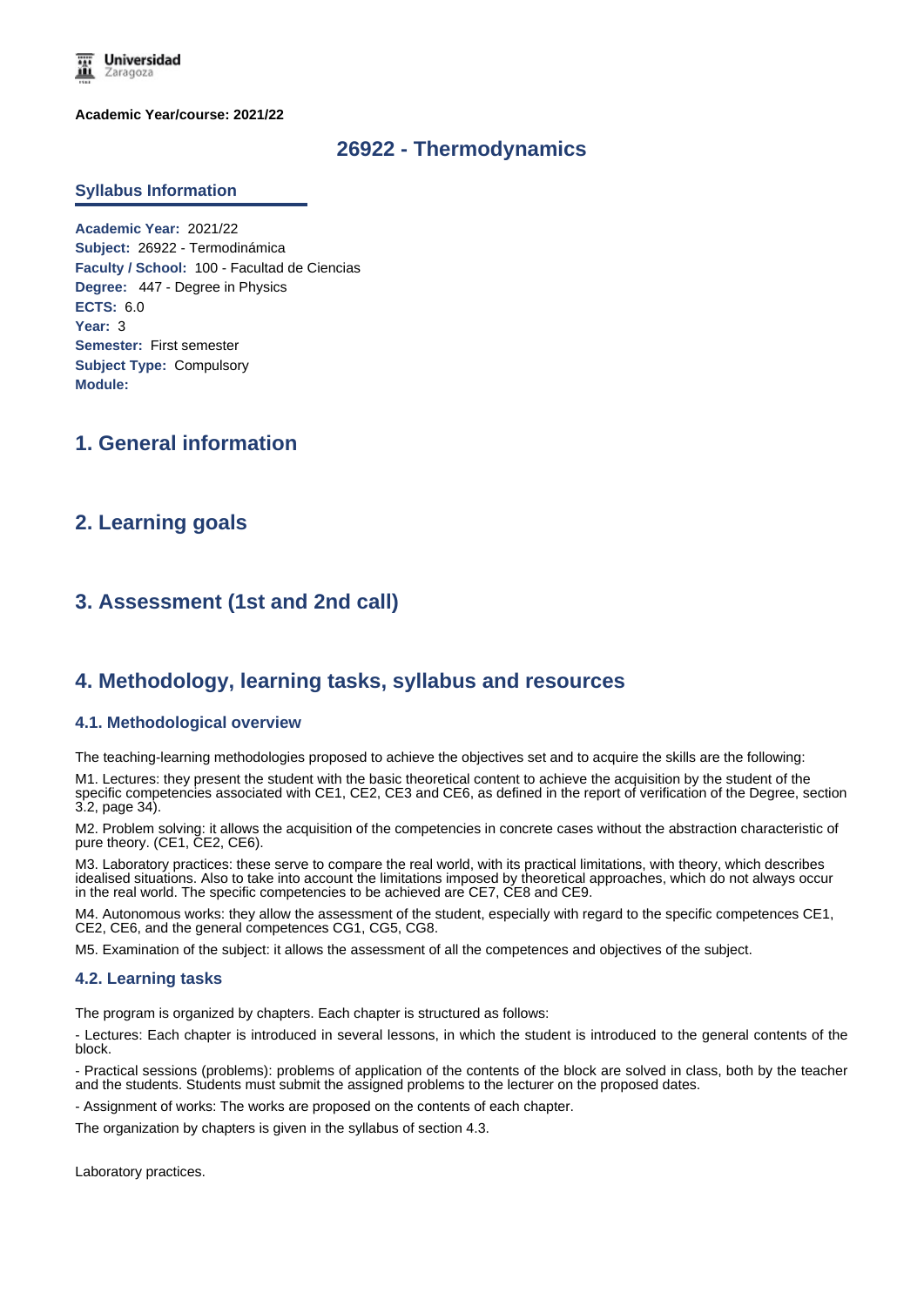Academic Year/course: 2021/22

# 26922 - Thermodynamics

## Syllabus Information

**Academic Year:** 2021/22
**Subject:** 26922 - Termodinámica
**Faculty / School:** 100 - Facultad de Ciencias
**Degree:** 447 - Degree in Physics
**ECTS:** 6.0
**Year:** 3
**Semester:** First semester
**Subject Type:** Compulsory
**Module:**

## 1. General information

## 2. Learning goals

## 3. Assessment (1st and 2nd call)

## 4. Methodology, learning tasks, syllabus and resources

### 4.1. Methodological overview

The teaching-learning methodologies proposed to achieve the objectives set and to acquire the skills are the following:

M1. Lectures: they present the student with the basic theoretical content to achieve the acquisition by the student of the specific competencies associated with CE1, CE2, CE3 and CE6, as defined in the report of verification of the Degree, section 3.2, page 34).

M2. Problem solving: it allows the acquisition of the competencies in concrete cases without the abstraction characteristic of pure theory. (CE1, CE2, CE6).

M3. Laboratory practices: these serve to compare the real world, with its practical limitations, with theory, which describes idealised situations. Also to take into account the limitations imposed by theoretical approaches, which do not always occur in the real world. The specific competencies to be achieved are CE7, CE8 and CE9.

M4. Autonomous works: they allow the assessment of the student, especially with regard to the specific competences CE1, CE2, CE6, and the general competences CG1, CG5, CG8.

M5. Examination of the subject: it allows the assessment of all the competences and objectives of the subject.

### 4.2. Learning tasks

The program is organized by chapters. Each chapter is structured as follows:

- Lectures: Each chapter is introduced in several lessons, in which the student is introduced to the general contents of the block.

- Practical sessions (problems): problems of application of the contents of the block are solved in class, both by the teacher and the students. Students must submit the assigned problems to the lecturer on the proposed dates.

- Assignment of works: The works are proposed on the contents of each chapter.

The organization by chapters is given in the syllabus of section 4.3.

Laboratory practices.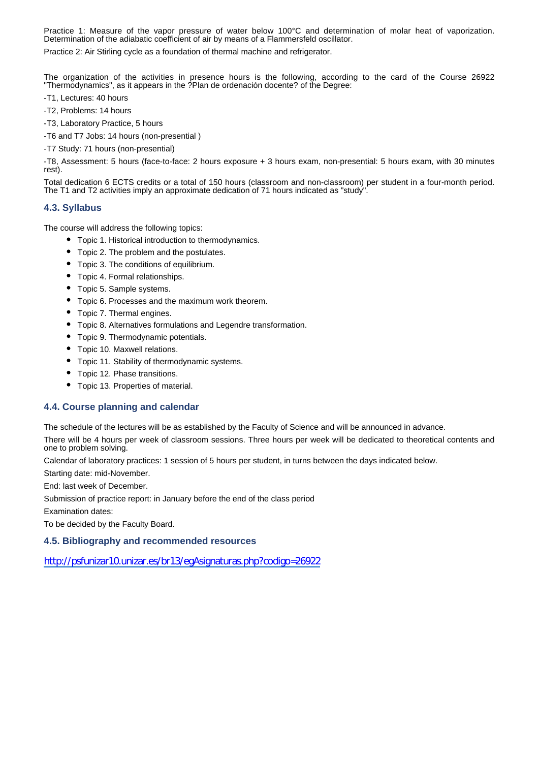Practice 1: Measure of the vapor pressure of water below 100°C and determination of molar heat of vaporization. Determination of the adiabatic coefficient of air by means of a Flammersfeld oscillator.

Practice 2: Air Stirling cycle as a foundation of thermal machine and refrigerator.

The organization of the activities in presence hours is the following, according to the card of the Course 26922 "Thermodynamics", as it appears in the ?Plan de ordenación docente? of the Degree:

-T1, Lectures: 40 hours

-T2, Problems: 14 hours

-T3, Laboratory Practice, 5 hours

-T6 and T7 Jobs: 14 hours (non-presential )

-T7 Study: 71 hours (non-presential)

-T8, Assessment: 5 hours (face-to-face: 2 hours exposure + 3 hours exam, non-presential: 5 hours exam, with 30 minutes rest).

Total dedication 6 ECTS credits or a total of 150 hours (classroom and non-classroom) per student in a four-month period. The T1 and T2 activities imply an approximate dedication of 71 hours indicated as "study".

### 4.3. Syllabus

The course will address the following topics:

- Topic 1. Historical introduction to thermodynamics.
- Topic 2. The problem and the postulates.
- Topic 3. The conditions of equilibrium.
- Topic 4. Formal relationships.
- Topic 5. Sample systems.
- Topic 6. Processes and the maximum work theorem.
- Topic 7. Thermal engines.
- Topic 8. Alternatives formulations and Legendre transformation.
- Topic 9. Thermodynamic potentials.
- Topic 10. Maxwell relations.
- Topic 11. Stability of thermodynamic systems.
- Topic 12. Phase transitions.
- Topic 13. Properties of material.

### 4.4. Course planning and calendar

The schedule of the lectures will be as established by the Faculty of Science and will be announced in advance.

There will be 4 hours per week of classroom sessions. Three hours per week will be dedicated to theoretical contents and one to problem solving.

Calendar of laboratory practices: 1 session of 5 hours per student, in turns between the days indicated below.

Starting date: mid-November.

End: last week of December.

Submission of practice report: in January before the end of the class period

Examination dates:

To be decided by the Faculty Board.

### 4.5. Bibliography and recommended resources

http://psfunizar10.unizar.es/br13/egAsignaturas.php?codigo=26922